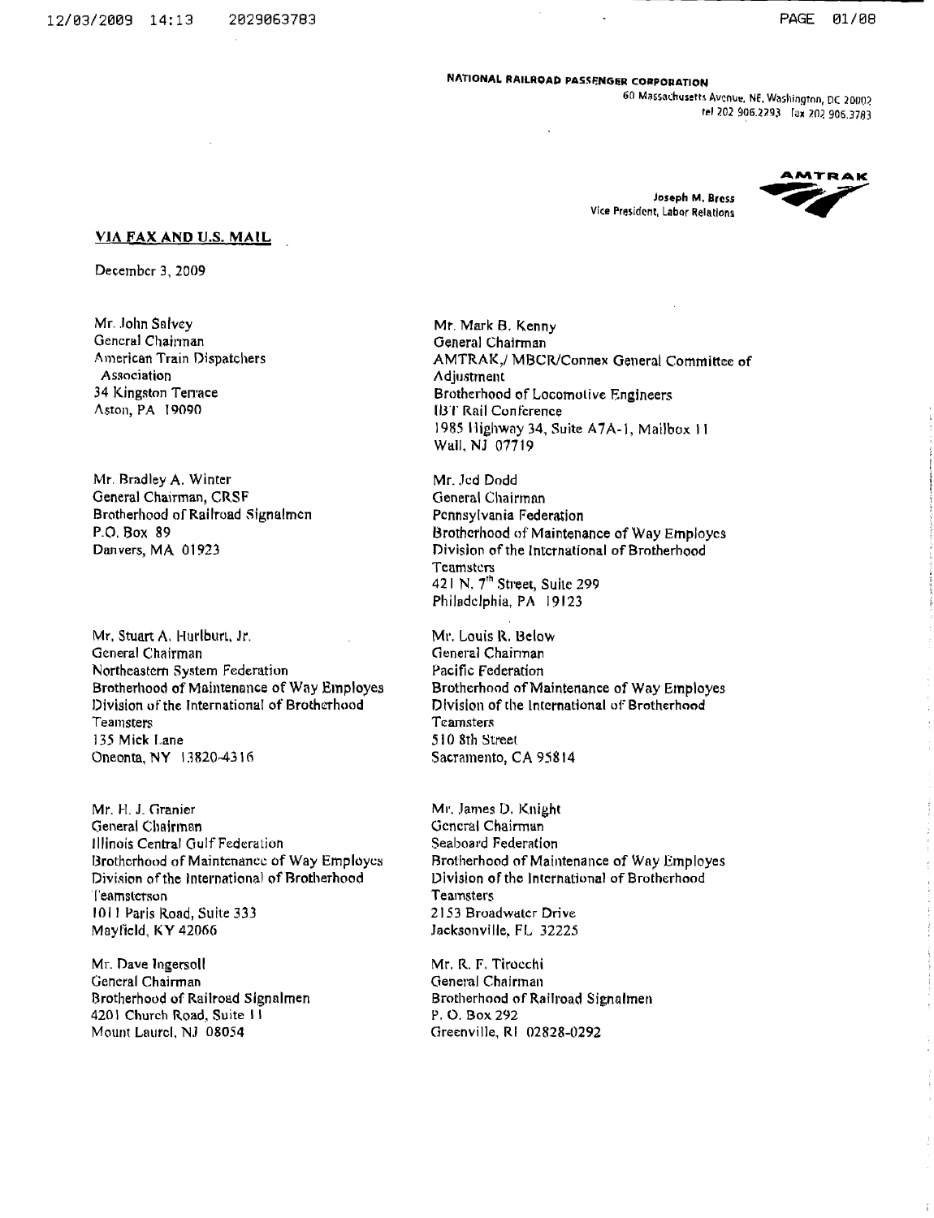**NATIONAL RAILROAD PASSENGER CORPORATION**
60 Massachusetts Avenue, NE, Washington, DC 20002
tel 202 906.2293 fax 202 906.3783

AMTRAK

**Joseph M. Bress**
Vice President, Labor Relations

**VIA FAX AND U.S. MAIL**

December 3, 2009

Mr. John Salvey
General Chairman
American Train Dispatchers Association
34 Kingston Terrace
Aston, PA 19090

Mr. Mark B. Kenny
General Chairman
AMTRAK,/ MBCR/Connex General Committee of Adjustment
Brotherhood of Locomotive Engineers
IBT Rail Conference
1985 Highway 34, Suite A7A-1, Mailbox 11
Wall, NJ 07719

Mr. Bradley A. Winter
General Chairman, CRSF
Brotherhood of Railroad Signalmen
P.O. Box 89
Danvers, MA 01923

Mr. Jed Dodd
General Chairman
Pennsylvania Federation
Brotherhood of Maintenance of Way Employes
Division of the International of Brotherhood Teamsters
421 N. 7th Street, Suite 299
Philadelphia, PA 19123

Mr. Stuart A. Hurlburt, Jr.
General Chairman
Northeastern System Federation
Brotherhood of Maintenance of Way Employes
Division of the International of Brotherhood Teamsters
135 Mick Lane
Oneonta, NY 13820-4316

Mr. Louis R. Below
General Chairman
Pacific Federation
Brotherhood of Maintenance of Way Employes
Division of the International of Brotherhood Teamsters
510 8th Street
Sacramento, CA 95814

Mr. H. J. Granier
General Chairman
Illinois Central Gulf Federation
Brotherhood of Maintenance of Way Employes
Division of the International of Brotherhood Teamsterson
1011 Paris Road, Suite 333
Mayfield, KY 42066

Mr. James D. Knight
General Chairman
Seaboard Federation
Brotherhood of Maintenance of Way Employes
Division of the International of Brotherhood Teamsters
2153 Broadwater Drive
Jacksonville, FL 32225

Mr. Dave Ingersoll
General Chairman
Brotherhood of Railroad Signalmen
4201 Church Road, Suite 11
Mount Laurel, NJ 08054

Mr. R. F. Tirocchi
General Chairman
Brotherhood of Railroad Signalmen
P. O. Box 292
Greenville, RI 02828-0292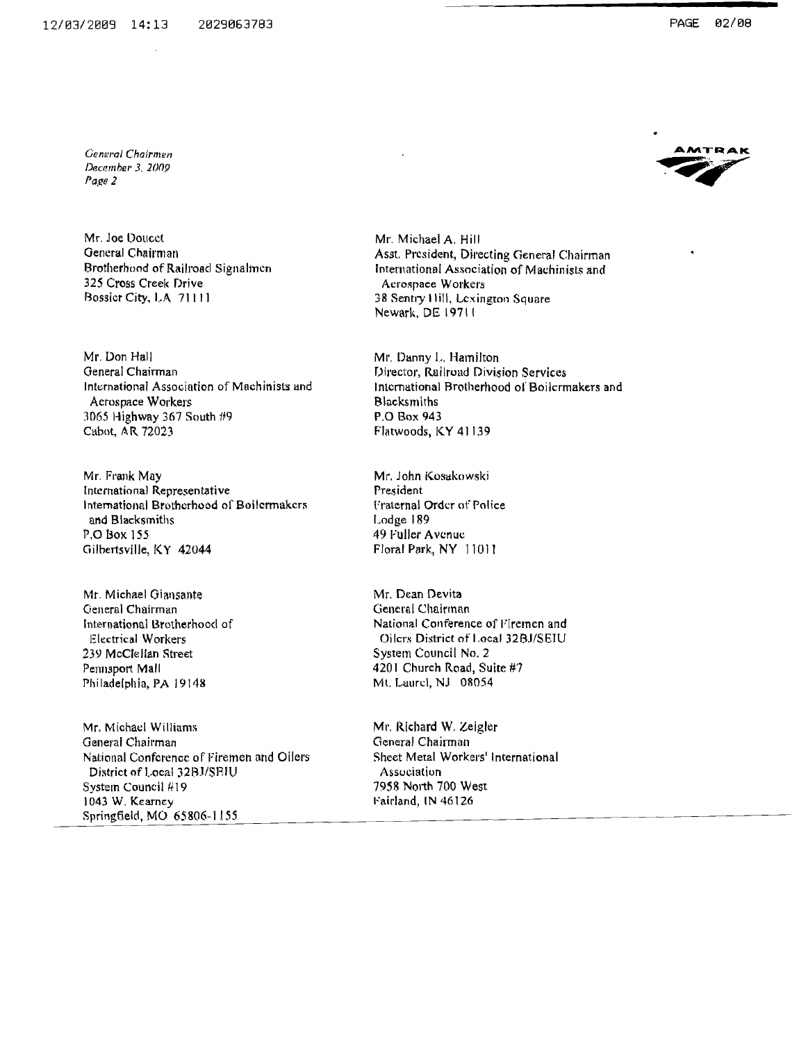*General Chairmen*
*December 3, 2009*
*Page 2*

Mr. Joe Doucet
General Chairman
Brotherhood of Railroad Signalmen
325 Cross Creek Drive
Bossier City, LA 71111

Mr. Don Hall
General Chairman
International Association of Machinists and Aerospace Workers
3065 Highway 367 South #9
Cabot, AR 72023

Mr. Frank May
International Representative
International Brotherhood of Boilermakers and Blacksmiths
P.O Box 155
Gilbertsville, KY 42044

Mr. Michael Giansante
General Chairman
International Brotherhood of Electrical Workers
239 McClellan Street
Pennsport Mall
Philadelphia, PA 19148

Mr. Michael Williams
General Chairman
National Conference of Firemen and Oilers District of Local 32BJ/SEIU
System Council #19
1043 W. Kearney
Springfield, MO 65806-1155

Mr. Michael A. Hill
Asst. President, Directing General Chairman
International Association of Machinists and Aerospace Workers
38 Sentry Hill, Lexington Square
Newark, DE 19711

Mr. Danny L. Hamilton
Director, Railroad Division Services
International Brotherhood of Boilermakers and Blacksmiths
P.O Box 943
Flatwoods, KY 41139

Mr. John Kosakowski
President
Fraternal Order of Police
Lodge 189
49 Fuller Avenue
Floral Park, NY 11011

Mr. Dean Devita
General Chairman
National Conference of Firemen and Oilers District of Local 32BJ/SEIU
System Council No. 2
4201 Church Road, Suite #7
Mt. Laurel, NJ 08054

Mr. Richard W. Zeigler
General Chairman
Sheet Metal Workers' International Association
7958 North 700 West
Fairland, IN 46126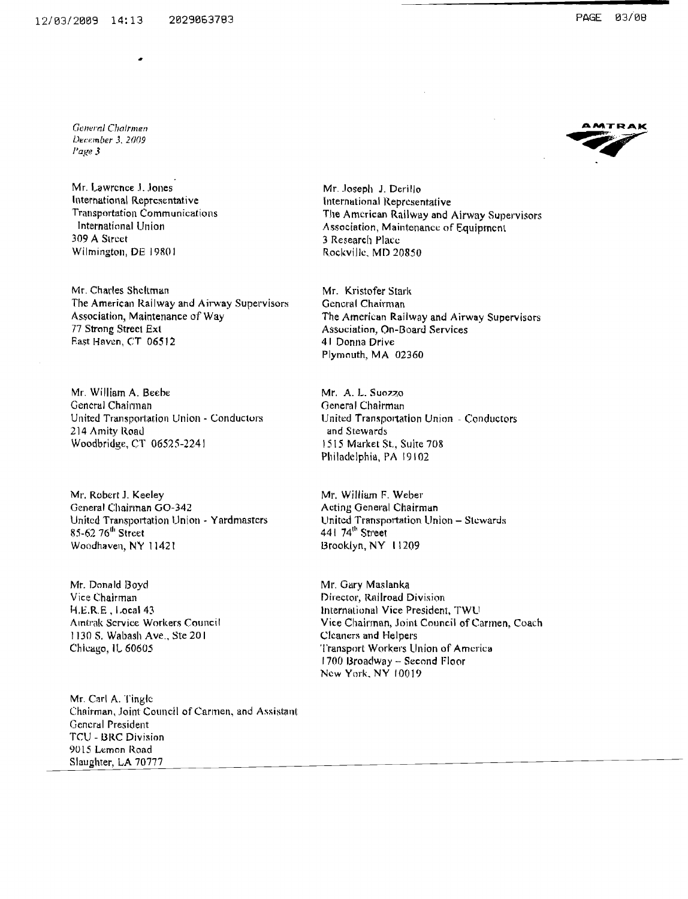Mr. Lawrence J. Jones
International Representative
Transportation Communications
International Union
309 A Street
Wilmington, DE 19801

Mr. Joseph J. Derillo
International Representative
The American Railway and Airway Supervisors
Association, Maintenance of Equipment
3 Research Place
Rockville, MD 20850

Mr. Charles Sheltman
The American Railway and Airway Supervisors
Association, Maintenance of Way
77 Strong Street Ext
East Haven, CT 06512

Mr. Kristofer Stark
General Chairman
The American Railway and Airway Supervisors
Association, On-Board Services
41 Donna Drive
Plymouth, MA 02360

Mr. William A. Beebe
General Chairman
United Transportation Union - Conductors
214 Amity Road
Woodbridge, CT 06525-2241

Mr. A. L. Suozzo
General Chairman
United Transportation Union - Conductors
and Stewards
1515 Market St., Suite 708
Philadelphia, PA 19102

Mr. Robert J. Keeley
General Chairman GO-342
United Transportation Union - Yardmasters
85-62 76th Street
Woodhaven, NY 11421

Mr. William F. Weber
Acting General Chairman
United Transportation Union – Stewards
441 74th Street
Brooklyn, NY 11209

Mr. Donald Boyd
Vice Chairman
H.E.R.E., Local 43
Amtrak Service Workers Council
1130 S. Wabash Ave., Ste 201
Chicago, IL 60605

Mr. Gary Maslanka
Director, Railroad Division
International Vice President, TWU
Vice Chairman, Joint Council of Carmen, Coach
Cleaners and Helpers
Transport Workers Union of America
1700 Broadway – Second Floor
New York, NY 10019

Mr. Carl A. Tingle
Chairman, Joint Council of Carmen, and Assistant
General President
TCU - BRC Division
9015 Lemon Road
Slaughter, LA 70777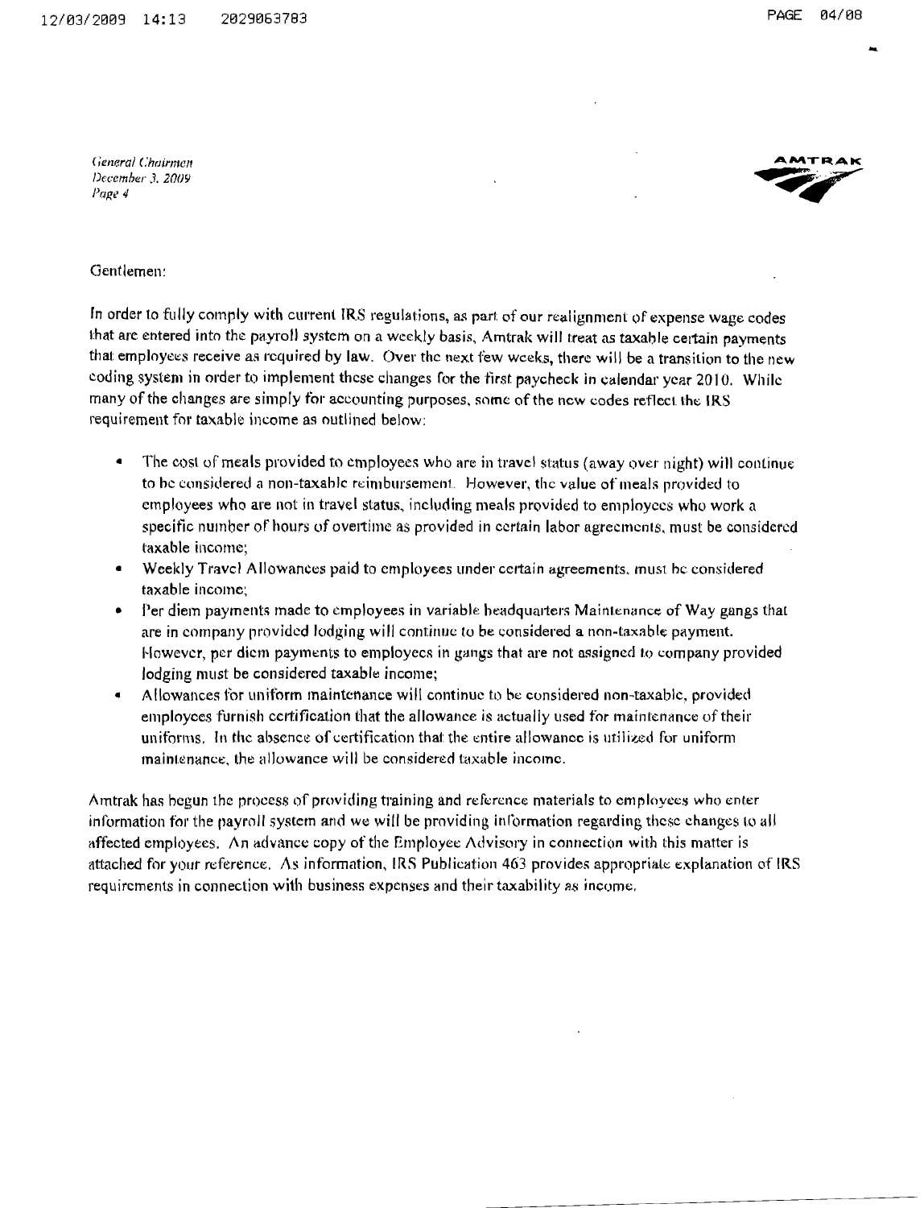Gentlemen:

In order to fully comply with current IRS regulations, as part of our realignment of expense wage codes that are entered into the payroll system on a weekly basis, Amtrak will treat as taxable certain payments that employees receive as required by law. Over the next few weeks, there will be a transition to the new coding system in order to implement these changes for the first paycheck in calendar year 2010. While many of the changes are simply for accounting purposes, some of the new codes reflect the IRS requirement for taxable income as outlined below:

- The cost of meals provided to employees who are in travel status (away over night) will continue to be considered a non-taxable reimbursement. However, the value of meals provided to employees who are not in travel status, including meals provided to employees who work a specific number of hours of overtime as provided in certain labor agreements, must be considered taxable income;
- Weekly Travel Allowances paid to employees under certain agreements, must be considered taxable income;
- Per diem payments made to employees in variable headquarters Maintenance of Way gangs that are in company provided lodging will continue to be considered a non-taxable payment. However, per diem payments to employees in gangs that are not assigned to company provided lodging must be considered taxable income;
- Allowances for uniform maintenance will continue to be considered non-taxable, provided employees furnish certification that the allowance is actually used for maintenance of their uniforms. In the absence of certification that the entire allowance is utilized for uniform maintenance, the allowance will be considered taxable income.

Amtrak has begun the process of providing training and reference materials to employees who enter information for the payroll system and we will be providing information regarding these changes to all affected employees. An advance copy of the Employee Advisory in connection with this matter is attached for your reference. As information, IRS Publication 463 provides appropriate explanation of IRS requirements in connection with business expenses and their taxability as income.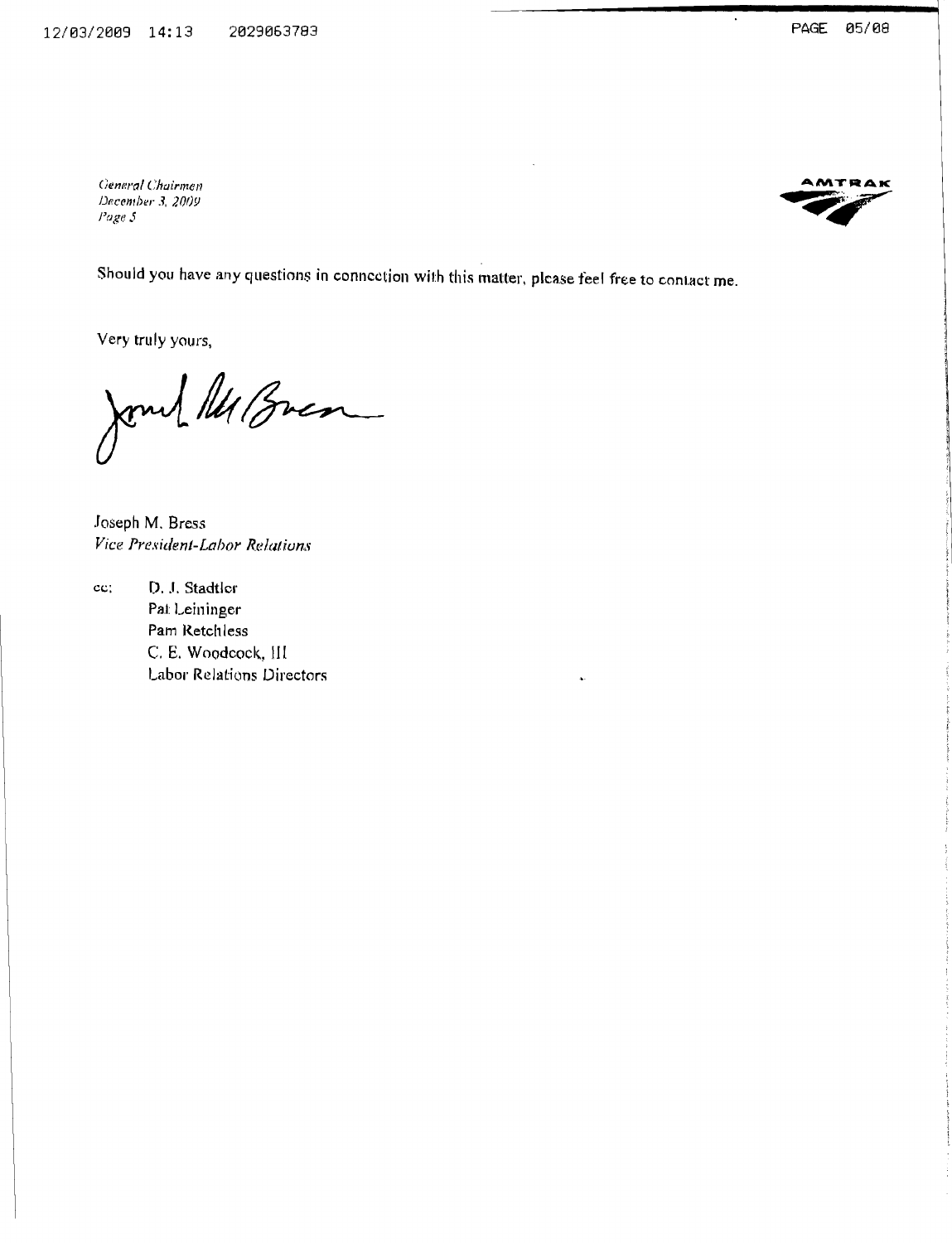Should you have any questions in connection with this matter, please feel free to contact me.

Very truly yours,

Joseph M. Bress
*Vice President-Labor Relations*

cc: D. J. Stadtler
Pat Leininger
Pam Retchless
C. E. Woodcock, III
Labor Relations Directors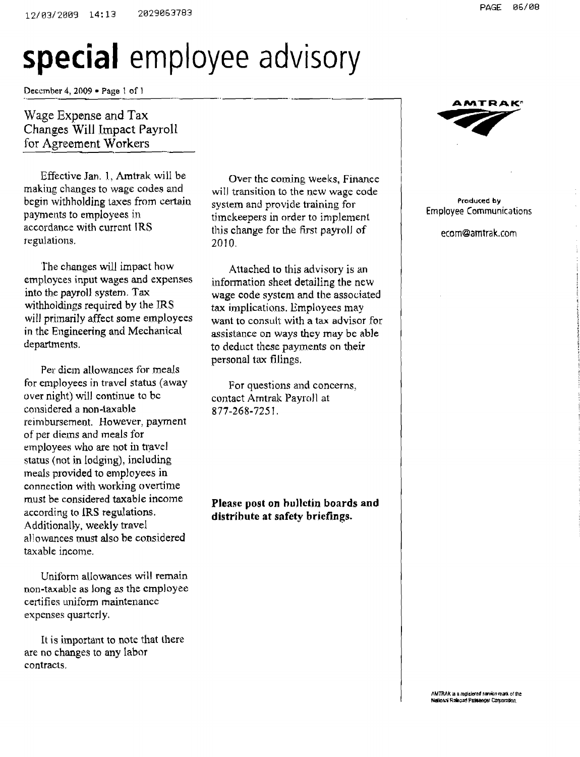# special employee advisory

December 4, 2009 • Page 1 of 1

## Wage Expense and Tax Changes Will Impact Payroll for Agreement Workers

Effective Jan. 1, Amtrak will be making changes to wage codes and begin withholding taxes from certain payments to employees in accordance with current IRS regulations.

The changes will impact how employees input wages and expenses into the payroll system. Tax withholdings required by the IRS will primarily affect some employees in the Engineering and Mechanical departments.

Per diem allowances for meals for employees in travel status (away over night) will continue to be considered a non-taxable reimbursement. However, payment of per diems and meals for employees who are not in travel status (not in lodging), including meals provided to employees in connection with working overtime must be considered taxable income according to IRS regulations. Additionally, weekly travel allowances must also be considered taxable income.

Uniform allowances will remain non-taxable as long as the employee certifies uniform maintenance expenses quarterly.

It is important to note that there are no changes to any labor contracts.

Over the coming weeks, Finance will transition to the new wage code system and provide training for timekeepers in order to implement this change for the first payroll of 2010.

Attached to this advisory is an information sheet detailing the new wage code system and the associated tax implications. Employees may want to consult with a tax advisor for assistance on ways they may be able to deduct these payments on their personal tax filings.

For questions and concerns, contact Amtrak Payroll at 877-268-7251.

**Please post on bulletin boards and distribute at safety briefings.**

AMTRAK

Produced by Employee Communications

ecom@amtrak.com

AMTRAK is a registered service mark of the National Railroad Passenger Corporation.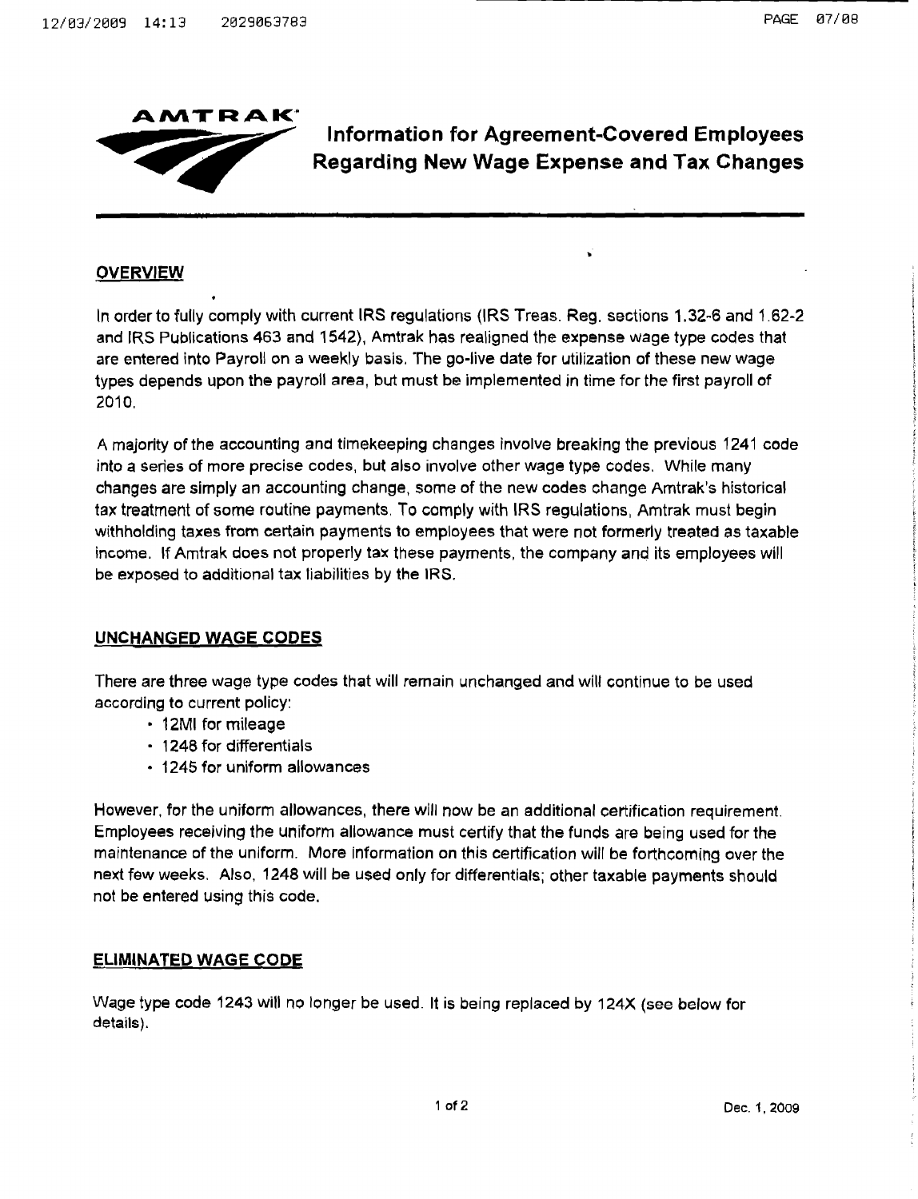AMTRAK

# Information for Agreement-Covered Employees Regarding New Wage Expense and Tax Changes

## OVERVIEW

In order to fully comply with current IRS regulations (IRS Treas. Reg. sections 1.32-6 and 1.62-2 and IRS Publications 463 and 1542), Amtrak has realigned the expense wage type codes that are entered into Payroll on a weekly basis. The go-live date for utilization of these new wage types depends upon the payroll area, but must be implemented in time for the first payroll of 2010.

A majority of the accounting and timekeeping changes involve breaking the previous 1241 code into a series of more precise codes, but also involve other wage type codes. While many changes are simply an accounting change, some of the new codes change Amtrak's historical tax treatment of some routine payments. To comply with IRS regulations, Amtrak must begin withholding taxes from certain payments to employees that were not formerly treated as taxable income. If Amtrak does not properly tax these payments, the company and its employees will be exposed to additional tax liabilities by the IRS.

## UNCHANGED WAGE CODES

There are three wage type codes that will remain unchanged and will continue to be used according to current policy:

- 12MI for mileage
- 1248 for differentials
- 1245 for uniform allowances

However, for the uniform allowances, there will now be an additional certification requirement. Employees receiving the uniform allowance must certify that the funds are being used for the maintenance of the uniform. More information on this certification will be forthcoming over the next few weeks. Also, 1248 will be used only for differentials; other taxable payments should not be entered using this code.

## ELIMINATED WAGE CODE

Wage type code 1243 will no longer be used. It is being replaced by 124X (see below for details).

Dec. 1, 2009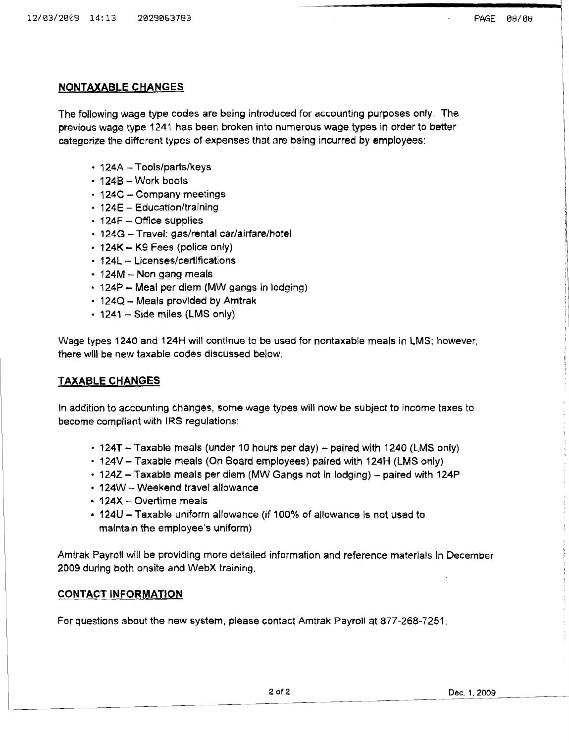## NONTAXABLE CHANGES

The following wage type codes are being introduced for accounting purposes only. The previous wage type 1241 has been broken into numerous wage types in order to better categorize the different types of expenses that are being incurred by employees:

- 124A – Tools/parts/keys
- 124B – Work boots
- 124C – Company meetings
- 124E – Education/training
- 124F – Office supplies
- 124G – Travel: gas/rental car/airfare/hotel
- 124K – K9 Fees (police only)
- 124L – Licenses/certifications
- 124M – Non gang meals
- 124P – Meal per diem (MW gangs in lodging)
- 124Q – Meals provided by Amtrak
- 1241 – Side miles (LMS only)

Wage types 1240 and 124H will continue to be used for nontaxable meals in LMS; however, there will be new taxable codes discussed below.

## TAXABLE CHANGES

In addition to accounting changes, some wage types will now be subject to income taxes to become compliant with IRS regulations:

- 124T – Taxable meals (under 10 hours per day) – paired with 1240 (LMS only)
- 124V – Taxable meals (On Board employees) paired with 124H (LMS only)
- 124Z – Taxable meals per diem (MW Gangs not in lodging) – paired with 124P
- 124W – Weekend travel allowance
- 124X – Overtime meals
- 124U – Taxable uniform allowance (if 100% of allowance is not used to maintain the employee's uniform)

Amtrak Payroll will be providing more detailed information and reference materials in December 2009 during both onsite and WebX training.

## CONTACT INFORMATION

For questions about the new system, please contact Amtrak Payroll at 877-268-7251.